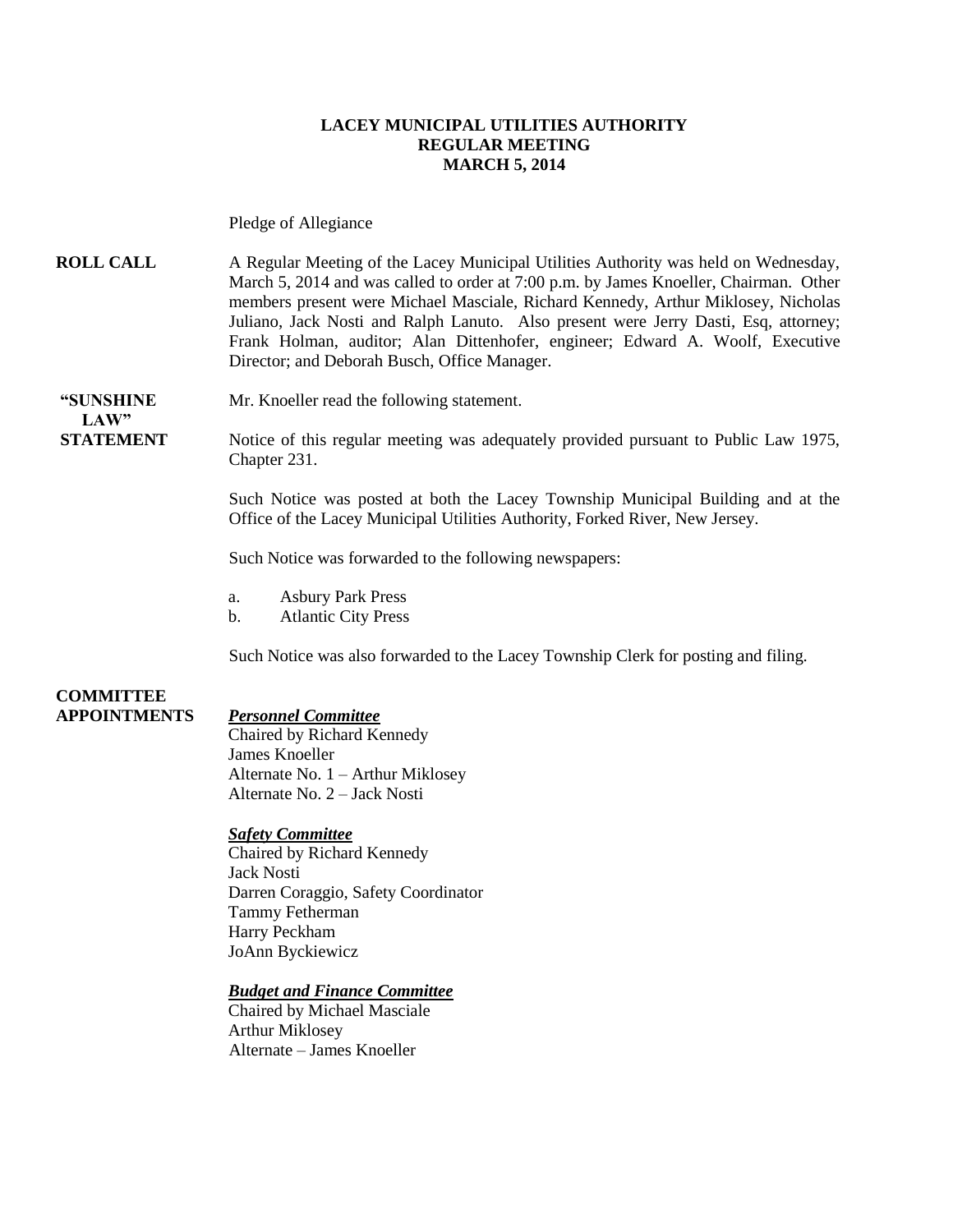# LACEY MUNICIPAL UTILITIES AUTHORITY
## REGULAR MEETING
## MARCH 5, 2014

Pledge of Allegiance

**ROLL CALL**

A Regular Meeting of the Lacey Municipal Utilities Authority was held on Wednesday, March 5, 2014 and was called to order at 7:00 p.m. by James Knoeller, Chairman. Other members present were Michael Masciale, Richard Kennedy, Arthur Miklosey, Nicholas Juliano, Jack Nosti and Ralph Lanuto. Also present were Jerry Dasti, Esq, attorney; Frank Holman, auditor; Alan Dittenhofer, engineer; Edward A. Woolf, Executive Director; and Deborah Busch, Office Manager.

**"SUNSHINE LAW" STATEMENT**

Mr. Knoeller read the following statement.

Notice of this regular meeting was adequately provided pursuant to Public Law 1975, Chapter 231.

Such Notice was posted at both the Lacey Township Municipal Building and at the Office of the Lacey Municipal Utilities Authority, Forked River, New Jersey.

Such Notice was forwarded to the following newspapers:

a. Asbury Park Press
b. Atlantic City Press

Such Notice was also forwarded to the Lacey Township Clerk for posting and filing.

**COMMITTEE APPOINTMENTS**

***Personnel Committee***
Chaired by Richard Kennedy
James Knoeller
Alternate No. 1 – Arthur Miklosey
Alternate No. 2 – Jack Nosti

***Safety Committee***
Chaired by Richard Kennedy
Jack Nosti
Darren Coraggio, Safety Coordinator
Tammy Fetherman
Harry Peckham
JoAnn Byckiewicz

***Budget and Finance Committee***
Chaired by Michael Masciale
Arthur Miklosey
Alternate – James Knoeller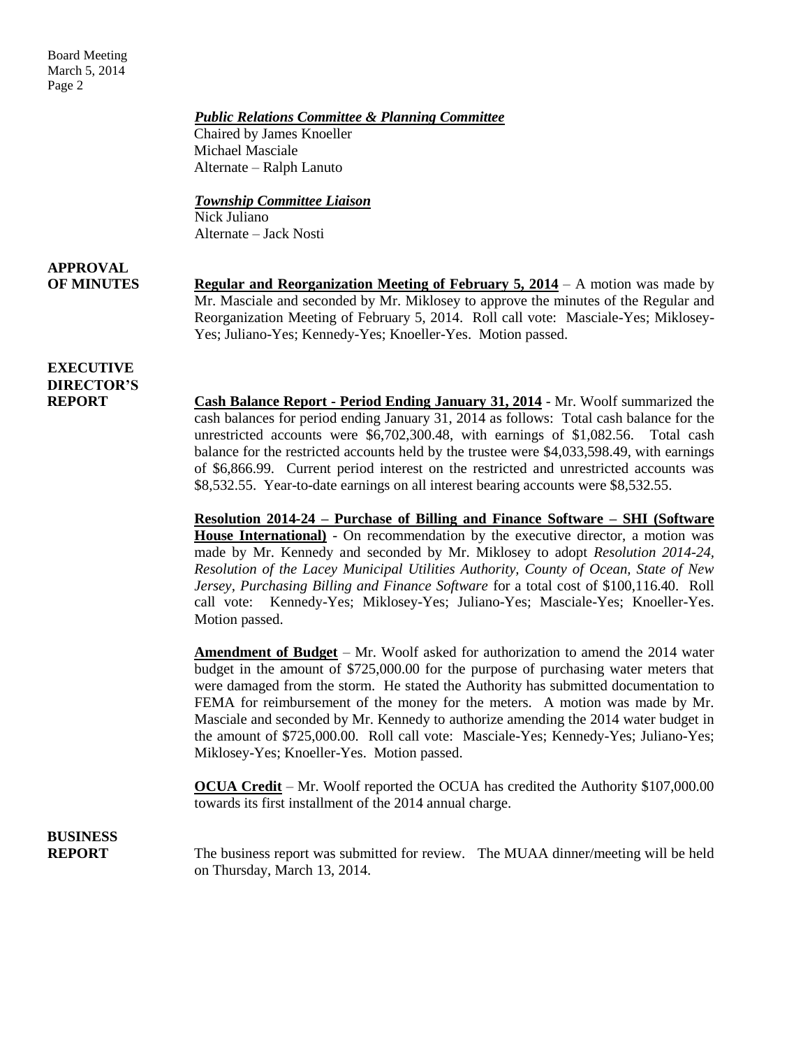***Public Relations Committee & Planning Committee***
Chaired by James Knoeller
Michael Masciale
Alternate – Ralph Lanuto

***Township Committee Liaison***
Nick Juliano
Alternate – Jack Nosti

**APPROVAL OF MINUTES**

**Regular and Reorganization Meeting of February 5, 2014** – A motion was made by Mr. Masciale and seconded by Mr. Miklosey to approve the minutes of the Regular and Reorganization Meeting of February 5, 2014. Roll call vote: Masciale-Yes; Miklosey-Yes; Juliano-Yes; Kennedy-Yes; Knoeller-Yes. Motion passed.

**EXECUTIVE DIRECTOR'S REPORT**

**Cash Balance Report - Period Ending January 31, 2014** - Mr. Woolf summarized the cash balances for period ending January 31, 2014 as follows: Total cash balance for the unrestricted accounts were $6,702,300.48, with earnings of $1,082.56. Total cash balance for the restricted accounts held by the trustee were $4,033,598.49, with earnings of $6,866.99. Current period interest on the restricted and unrestricted accounts was $8,532.55. Year-to-date earnings on all interest bearing accounts were $8,532.55.

**Resolution 2014-24 – Purchase of Billing and Finance Software – SHI (Software House International)** - On recommendation by the executive director, a motion was made by Mr. Kennedy and seconded by Mr. Miklosey to adopt *Resolution 2014-24, Resolution of the Lacey Municipal Utilities Authority, County of Ocean, State of New Jersey, Purchasing Billing and Finance Software* for a total cost of $100,116.40. Roll call vote: Kennedy-Yes; Miklosey-Yes; Juliano-Yes; Masciale-Yes; Knoeller-Yes. Motion passed.

**Amendment of Budget** – Mr. Woolf asked for authorization to amend the 2014 water budget in the amount of $725,000.00 for the purpose of purchasing water meters that were damaged from the storm. He stated the Authority has submitted documentation to FEMA for reimbursement of the money for the meters. A motion was made by Mr. Masciale and seconded by Mr. Kennedy to authorize amending the 2014 water budget in the amount of $725,000.00. Roll call vote: Masciale-Yes; Kennedy-Yes; Juliano-Yes; Miklosey-Yes; Knoeller-Yes. Motion passed.

**OCUA Credit** – Mr. Woolf reported the OCUA has credited the Authority $107,000.00 towards its first installment of the 2014 annual charge.

**BUSINESS REPORT**

The business report was submitted for review. The MUAA dinner/meeting will be held on Thursday, March 13, 2014.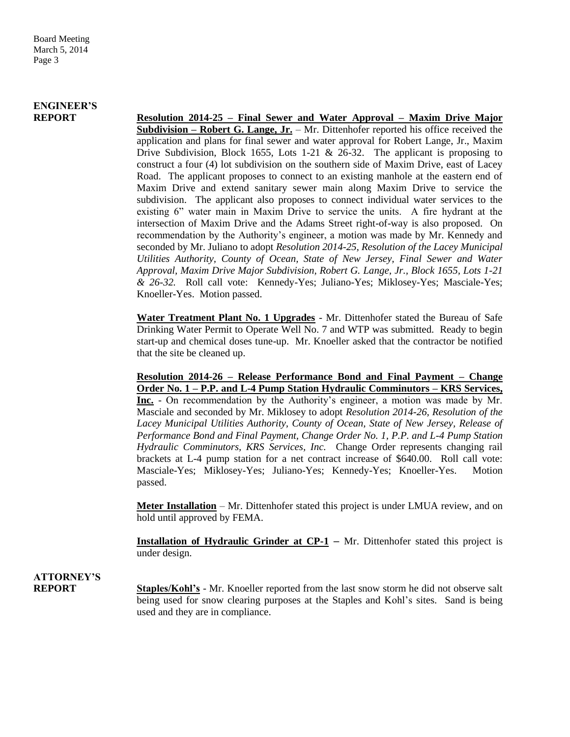## ENGINEER'S REPORT

**Resolution 2014-25 – Final Sewer and Water Approval – Maxim Drive Major Subdivision – Robert G. Lange, Jr.** – Mr. Dittenhofer reported his office received the application and plans for final sewer and water approval for Robert Lange, Jr., Maxim Drive Subdivision, Block 1655, Lots 1-21 & 26-32. The applicant is proposing to construct a four (4) lot subdivision on the southern side of Maxim Drive, east of Lacey Road. The applicant proposes to connect to an existing manhole at the eastern end of Maxim Drive and extend sanitary sewer main along Maxim Drive to service the subdivision. The applicant also proposes to connect individual water services to the existing 6" water main in Maxim Drive to service the units. A fire hydrant at the intersection of Maxim Drive and the Adams Street right-of-way is also proposed. On recommendation by the Authority's engineer, a motion was made by Mr. Kennedy and seconded by Mr. Juliano to adopt *Resolution 2014-25, Resolution of the Lacey Municipal Utilities Authority, County of Ocean, State of New Jersey, Final Sewer and Water Approval, Maxim Drive Major Subdivision, Robert G. Lange, Jr., Block 1655, Lots 1-21 & 26-32.* Roll call vote: Kennedy-Yes; Juliano-Yes; Miklosey-Yes; Masciale-Yes; Knoeller-Yes. Motion passed.

**Water Treatment Plant No. 1 Upgrades** - Mr. Dittenhofer stated the Bureau of Safe Drinking Water Permit to Operate Well No. 7 and WTP was submitted. Ready to begin start-up and chemical doses tune-up. Mr. Knoeller asked that the contractor be notified that the site be cleaned up.

**Resolution 2014-26 – Release Performance Bond and Final Payment – Change Order No. 1 – P.P. and L-4 Pump Station Hydraulic Comminutors – KRS Services, Inc.** - On recommendation by the Authority's engineer, a motion was made by Mr. Masciale and seconded by Mr. Miklosey to adopt *Resolution 2014-26, Resolution of the Lacey Municipal Utilities Authority, County of Ocean, State of New Jersey, Release of Performance Bond and Final Payment, Change Order No. 1, P.P. and L-4 Pump Station Hydraulic Comminutors, KRS Services, Inc.* Change Order represents changing rail brackets at L-4 pump station for a net contract increase of $640.00. Roll call vote: Masciale-Yes; Miklosey-Yes; Juliano-Yes; Kennedy-Yes; Knoeller-Yes. Motion passed.

**Meter Installation** – Mr. Dittenhofer stated this project is under LMUA review, and on hold until approved by FEMA.

**Installation of Hydraulic Grinder at CP-1** – Mr. Dittenhofer stated this project is under design.

## ATTORNEY'S REPORT

**Staples/Kohl's** - Mr. Knoeller reported from the last snow storm he did not observe salt being used for snow clearing purposes at the Staples and Kohl's sites. Sand is being used and they are in compliance.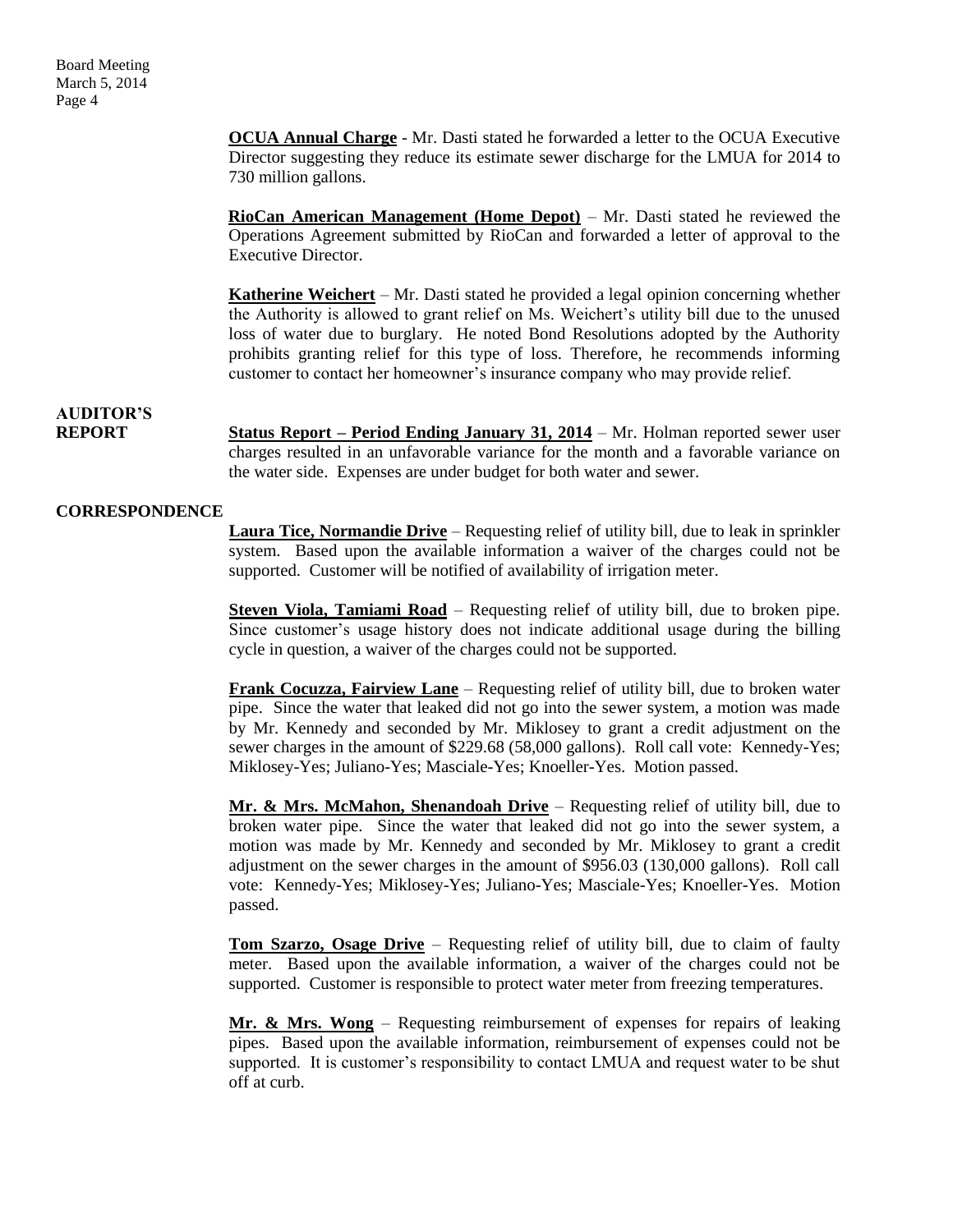**OCUA Annual Charge** - Mr. Dasti stated he forwarded a letter to the OCUA Executive Director suggesting they reduce its estimate sewer discharge for the LMUA for 2014 to 730 million gallons.

**RioCan American Management (Home Depot)** – Mr. Dasti stated he reviewed the Operations Agreement submitted by RioCan and forwarded a letter of approval to the Executive Director.

**Katherine Weichert** – Mr. Dasti stated he provided a legal opinion concerning whether the Authority is allowed to grant relief on Ms. Weichert's utility bill due to the unused loss of water due to burglary. He noted Bond Resolutions adopted by the Authority prohibits granting relief for this type of loss. Therefore, he recommends informing customer to contact her homeowner's insurance company who may provide relief.

## AUDITOR'S REPORT

**Status Report – Period Ending January 31, 2014** – Mr. Holman reported sewer user charges resulted in an unfavorable variance for the month and a favorable variance on the water side. Expenses are under budget for both water and sewer.

## CORRESPONDENCE

**Laura Tice, Normandie Drive** – Requesting relief of utility bill, due to leak in sprinkler system. Based upon the available information a waiver of the charges could not be supported. Customer will be notified of availability of irrigation meter.

**Steven Viola, Tamiami Road** – Requesting relief of utility bill, due to broken pipe. Since customer's usage history does not indicate additional usage during the billing cycle in question, a waiver of the charges could not be supported.

**Frank Cocuzza, Fairview Lane** – Requesting relief of utility bill, due to broken water pipe. Since the water that leaked did not go into the sewer system, a motion was made by Mr. Kennedy and seconded by Mr. Miklosey to grant a credit adjustment on the sewer charges in the amount of $229.68 (58,000 gallons). Roll call vote: Kennedy-Yes; Miklosey-Yes; Juliano-Yes; Masciale-Yes; Knoeller-Yes. Motion passed.

**Mr. & Mrs. McMahon, Shenandoah Drive** – Requesting relief of utility bill, due to broken water pipe. Since the water that leaked did not go into the sewer system, a motion was made by Mr. Kennedy and seconded by Mr. Miklosey to grant a credit adjustment on the sewer charges in the amount of $956.03 (130,000 gallons). Roll call vote: Kennedy-Yes; Miklosey-Yes; Juliano-Yes; Masciale-Yes; Knoeller-Yes. Motion passed.

**Tom Szarzo, Osage Drive** – Requesting relief of utility bill, due to claim of faulty meter. Based upon the available information, a waiver of the charges could not be supported. Customer is responsible to protect water meter from freezing temperatures.

**Mr. & Mrs. Wong** – Requesting reimbursement of expenses for repairs of leaking pipes. Based upon the available information, reimbursement of expenses could not be supported. It is customer's responsibility to contact LMUA and request water to be shut off at curb.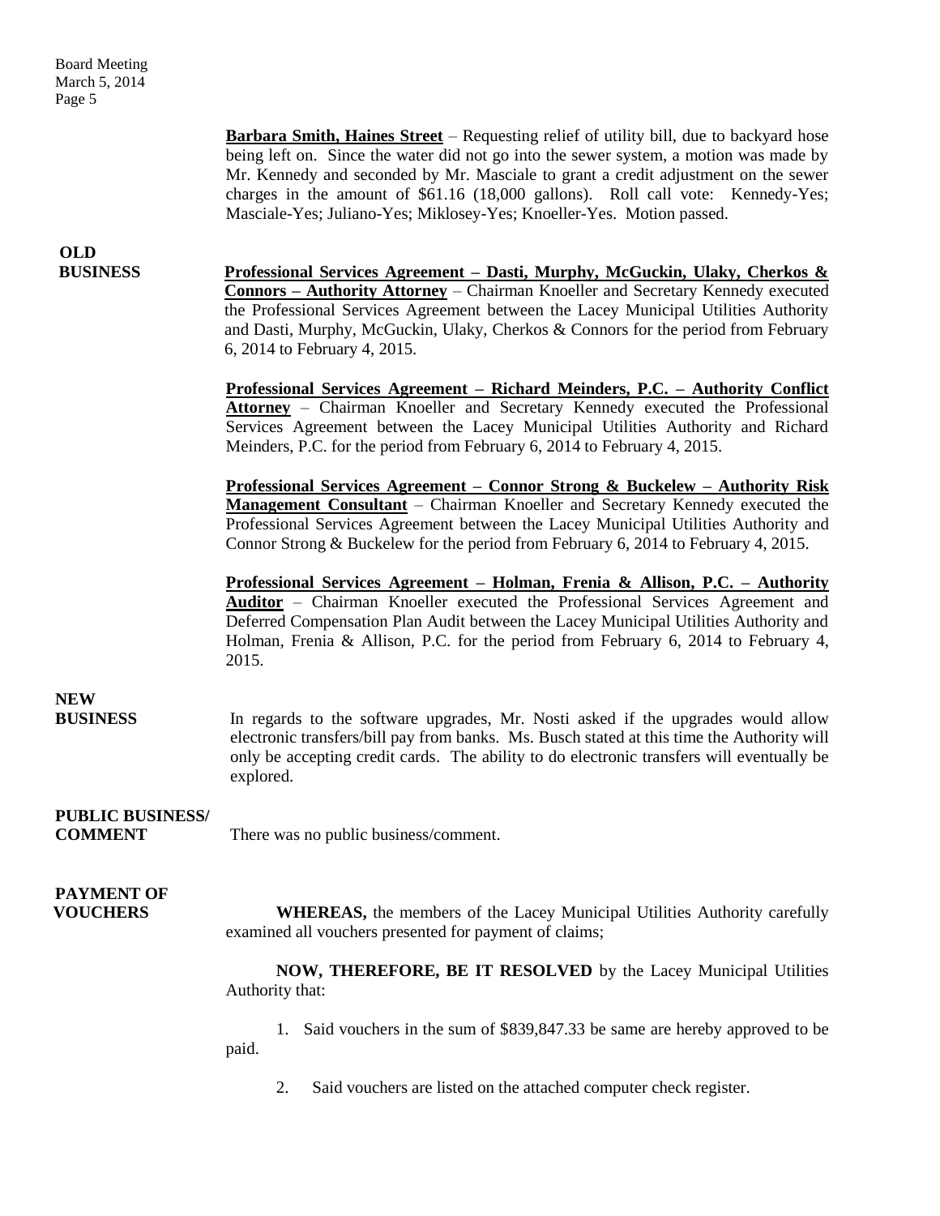**Barbara Smith, Haines Street** – Requesting relief of utility bill, due to backyard hose being left on. Since the water did not go into the sewer system, a motion was made by Mr. Kennedy and seconded by Mr. Masciale to grant a credit adjustment on the sewer charges in the amount of $61.16 (18,000 gallons). Roll call vote: Kennedy-Yes; Masciale-Yes; Juliano-Yes; Miklosey-Yes; Knoeller-Yes. Motion passed.

**OLD BUSINESS**

**Professional Services Agreement – Dasti, Murphy, McGuckin, Ulaky, Cherkos & Connors – Authority Attorney** – Chairman Knoeller and Secretary Kennedy executed the Professional Services Agreement between the Lacey Municipal Utilities Authority and Dasti, Murphy, McGuckin, Ulaky, Cherkos & Connors for the period from February 6, 2014 to February 4, 2015.

**Professional Services Agreement – Richard Meinders, P.C. – Authority Conflict Attorney** – Chairman Knoeller and Secretary Kennedy executed the Professional Services Agreement between the Lacey Municipal Utilities Authority and Richard Meinders, P.C. for the period from February 6, 2014 to February 4, 2015.

**Professional Services Agreement – Connor Strong & Buckelew – Authority Risk Management Consultant** – Chairman Knoeller and Secretary Kennedy executed the Professional Services Agreement between the Lacey Municipal Utilities Authority and Connor Strong & Buckelew for the period from February 6, 2014 to February 4, 2015.

**Professional Services Agreement – Holman, Frenia & Allison, P.C. – Authority Auditor** – Chairman Knoeller executed the Professional Services Agreement and Deferred Compensation Plan Audit between the Lacey Municipal Utilities Authority and Holman, Frenia & Allison, P.C. for the period from February 6, 2014 to February 4, 2015.

**NEW BUSINESS**

In regards to the software upgrades, Mr. Nosti asked if the upgrades would allow electronic transfers/bill pay from banks. Ms. Busch stated at this time the Authority will only be accepting credit cards. The ability to do electronic transfers will eventually be explored.

**PUBLIC BUSINESS/ COMMENT**

There was no public business/comment.

**PAYMENT OF VOUCHERS**

**WHEREAS,** the members of the Lacey Municipal Utilities Authority carefully examined all vouchers presented for payment of claims;

**NOW, THEREFORE, BE IT RESOLVED** by the Lacey Municipal Utilities Authority that:

1. Said vouchers in the sum of $839,847.33 be same are hereby approved to be paid.
2. Said vouchers are listed on the attached computer check register.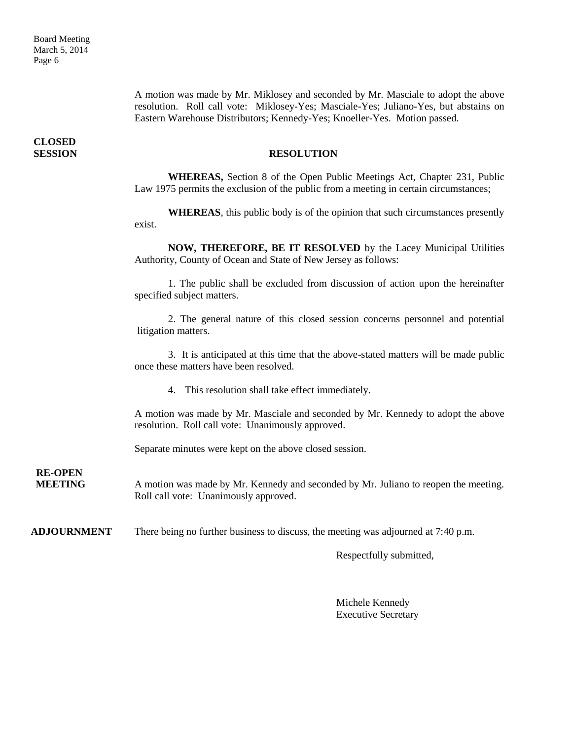A motion was made by Mr. Miklosey and seconded by Mr. Masciale to adopt the above resolution. Roll call vote: Miklosey-Yes; Masciale-Yes; Juliano-Yes, but abstains on Eastern Warehouse Distributors; Kennedy-Yes; Knoeller-Yes. Motion passed.

**CLOSED SESSION**

**RESOLUTION**

**WHEREAS,** Section 8 of the Open Public Meetings Act, Chapter 231, Public Law 1975 permits the exclusion of the public from a meeting in certain circumstances;

**WHEREAS**, this public body is of the opinion that such circumstances presently exist.

**NOW, THEREFORE, BE IT RESOLVED** by the Lacey Municipal Utilities Authority, County of Ocean and State of New Jersey as follows:

1. The public shall be excluded from discussion of action upon the hereinafter specified subject matters.

2. The general nature of this closed session concerns personnel and potential litigation matters.

3. It is anticipated at this time that the above-stated matters will be made public once these matters have been resolved.

4. This resolution shall take effect immediately.

A motion was made by Mr. Masciale and seconded by Mr. Kennedy to adopt the above resolution. Roll call vote: Unanimously approved.

Separate minutes were kept on the above closed session.

**RE-OPEN MEETING**

A motion was made by Mr. Kennedy and seconded by Mr. Juliano to reopen the meeting. Roll call vote: Unanimously approved.

**ADJOURNMENT**

There being no further business to discuss, the meeting was adjourned at 7:40 p.m.

Respectfully submitted,

Michele Kennedy
Executive Secretary